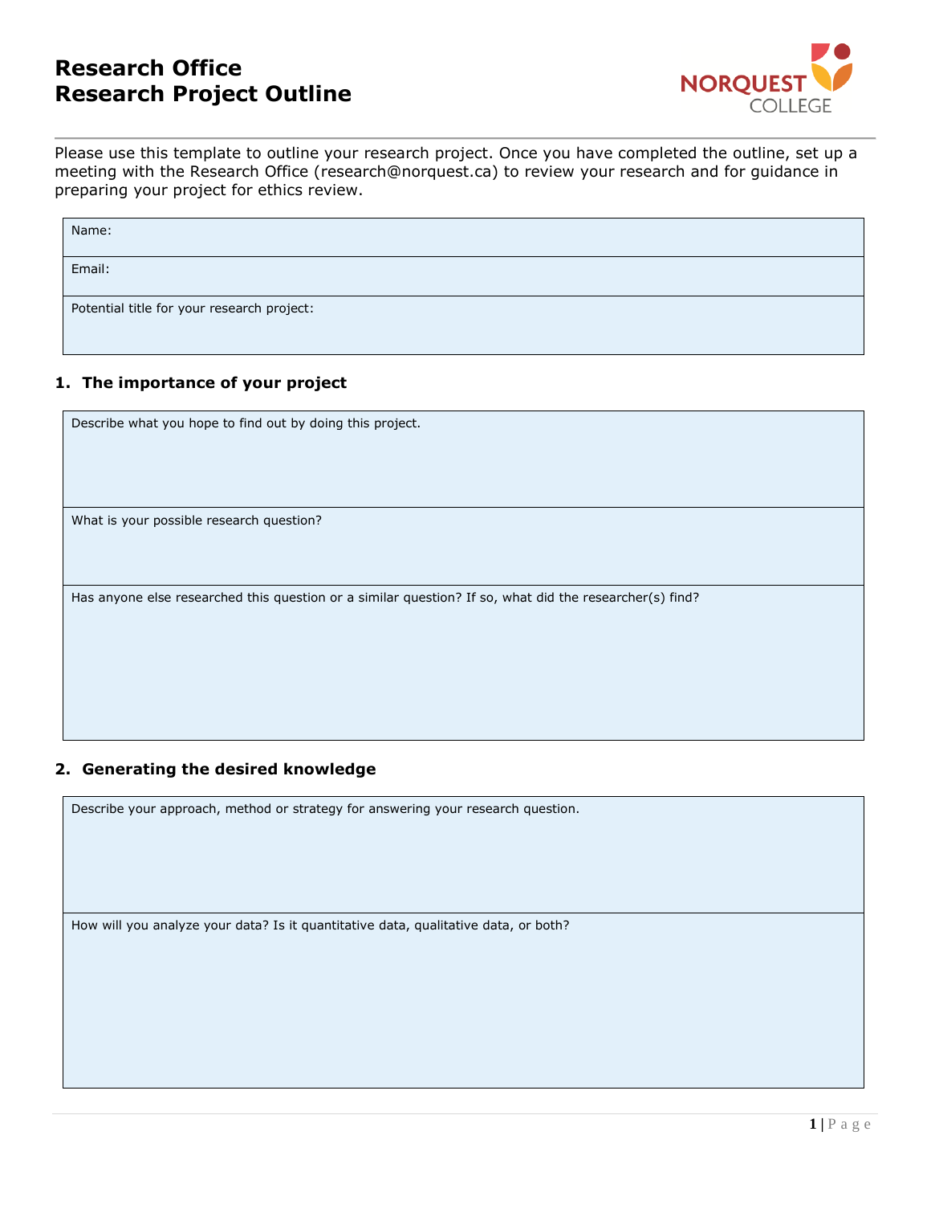# Research Office
# Research Project Outline

Please use this template to outline your research project. Once you have completed the outline, set up a meeting with the Research Office (research@norquest.ca) to review your research and for guidance in preparing your project for ethics review.

| Name: |
| --- |
| Email: |
| Potential title for your research project: |

## 1. The importance of your project

| Describe what you hope to find out by doing this project. |
| --- |
| What is your possible research question? |
| Has anyone else researched this question or a similar question? If so, what did the researcher(s) find? |

## 2. Generating the desired knowledge

| Describe your approach, method or strategy for answering your research question. |
| --- |
| How will you analyze your data? Is it quantitative data, qualitative data, or both? |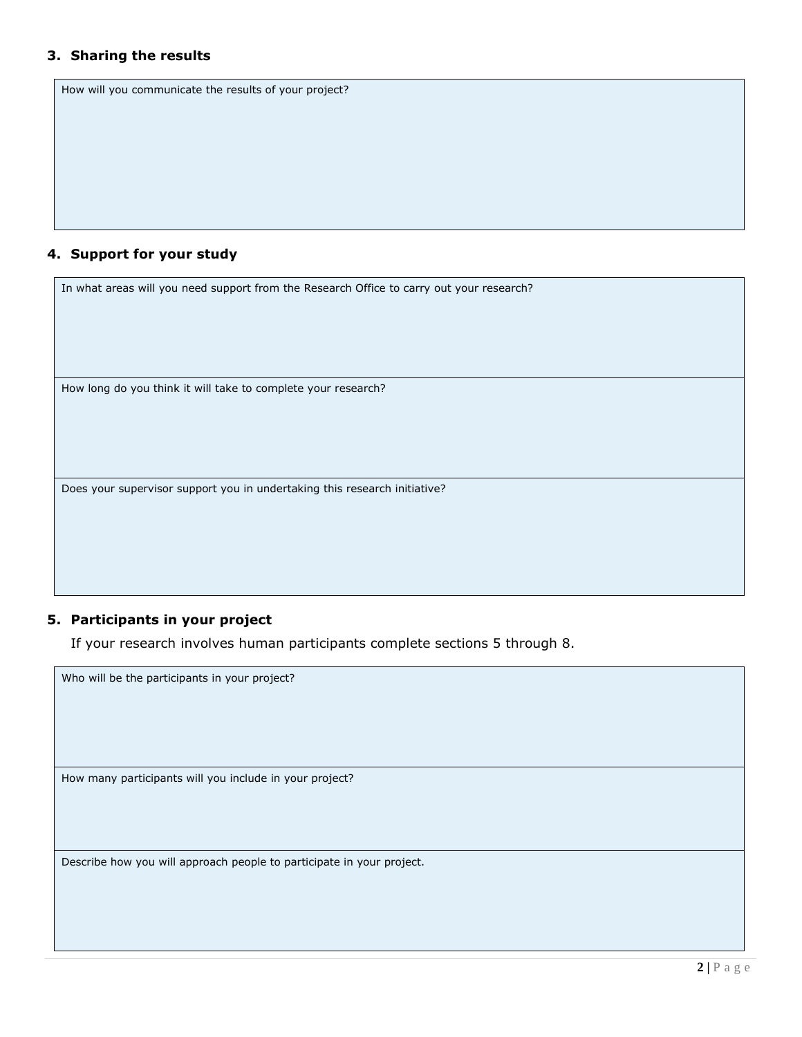## 3. Sharing the results

| How will you communicate the results of your project? |
|---|
| |

## 4. Support for your study

| In what areas will you need support from the Research Office to carry out your research? |
|---|
| |
| How long do you think it will take to complete your research? |
| |
| Does your supervisor support you in undertaking this research initiative? |
| |

## 5. Participants in your project

If your research involves human participants complete sections 5 through 8.

| Who will be the participants in your project? |
|---|
| |
| How many participants will you include in your project? |
| |
| Describe how you will approach people to participate in your project. |
| |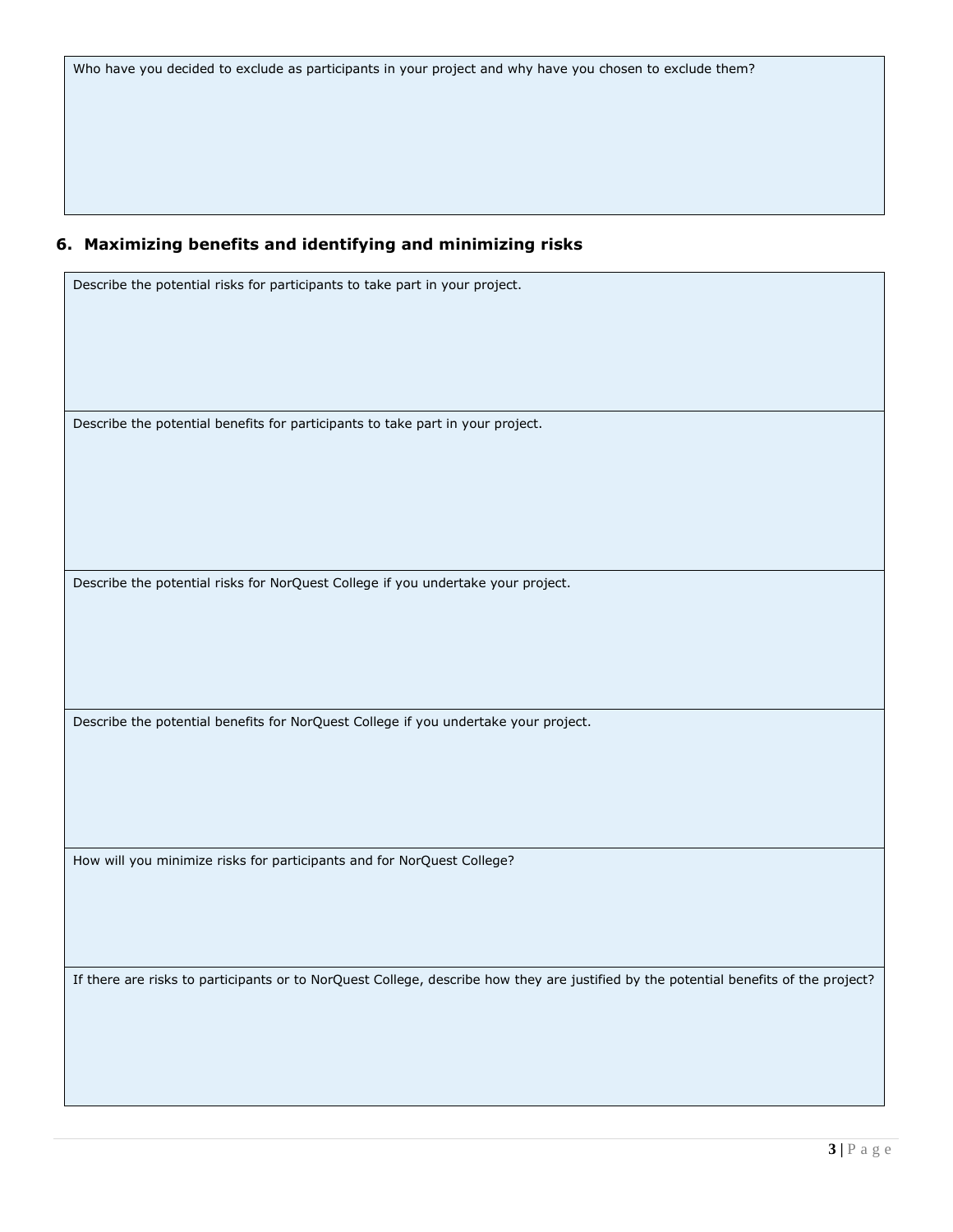Who have you decided to exclude as participants in your project and why have you chosen to exclude them?

## 6. Maximizing benefits and identifying and minimizing risks

Describe the potential risks for participants to take part in your project.

Describe the potential benefits for participants to take part in your project.

Describe the potential risks for NorQuest College if you undertake your project.

Describe the potential benefits for NorQuest College if you undertake your project.

How will you minimize risks for participants and for NorQuest College?

If there are risks to participants or to NorQuest College, describe how they are justified by the potential benefits of the project?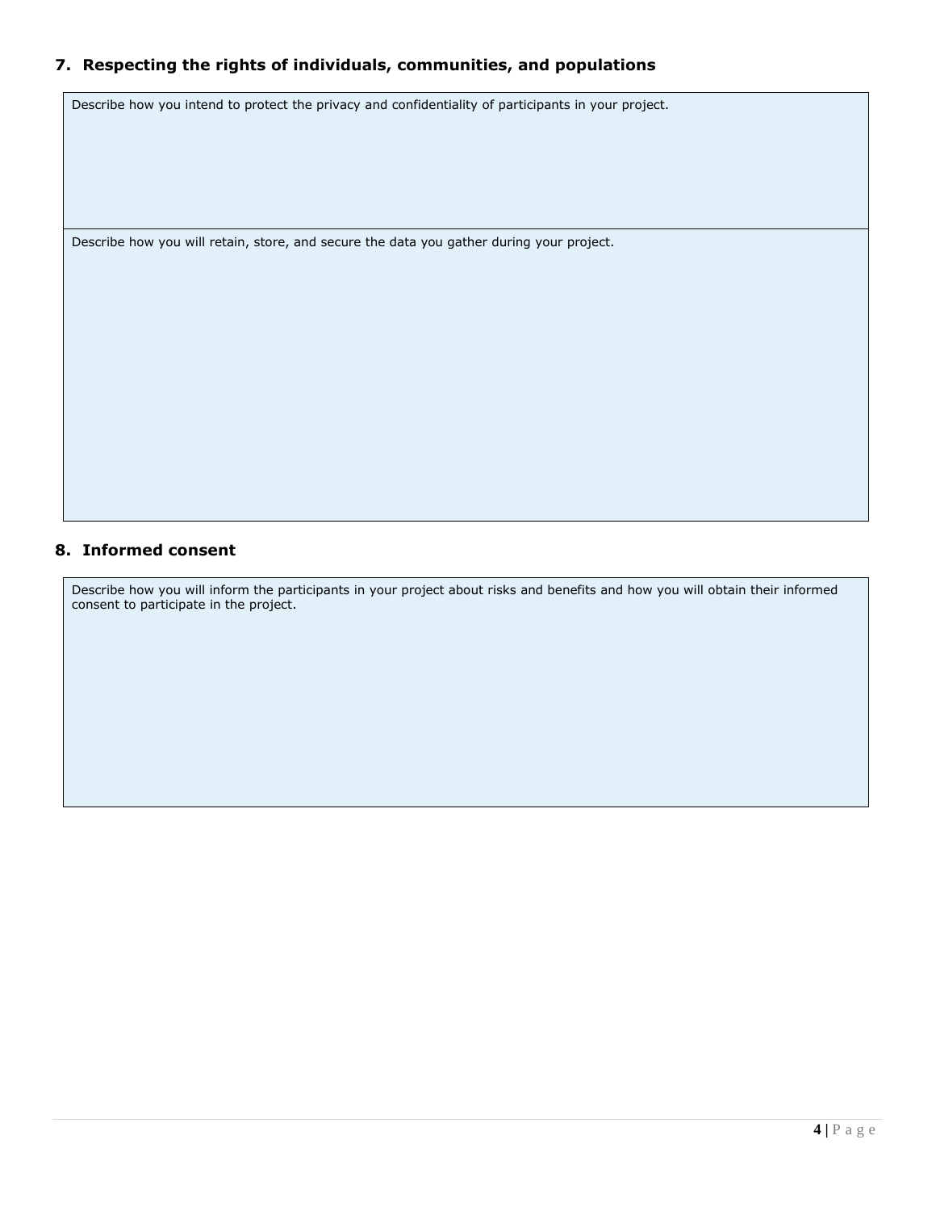## 7. Respecting the rights of individuals, communities, and populations

| Describe how you intend to protect the privacy and confidentiality of participants in your project. |
| --- |
| Describe how you will retain, store, and secure the data you gather during your project. |

## 8. Informed consent

| Describe how you will inform the participants in your project about risks and benefits and how you will obtain their informed consent to participate in the project. |
| --- |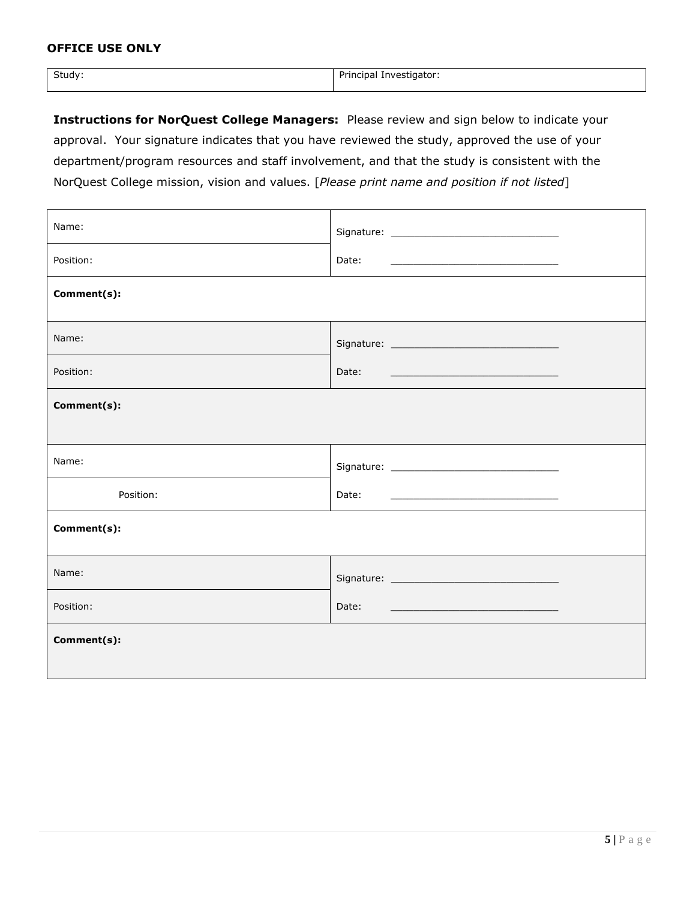**OFFICE USE ONLY**

| | |
|---|---|
| Study: | Principal Investigator: |

**Instructions for NorQuest College Managers:** Please review and sign below to indicate your approval. Your signature indicates that you have reviewed the study, approved the use of your department/program resources and staff involvement, and that the study is consistent with the NorQuest College mission, vision and values. [*Please print name and position if not listed*]

| | |
|---|---|
| Name: | Signature: ____________________________ |
| Position: | Date: ____________________________ |
| **Comment(s):** | |
| Name: | Signature: ____________________________ |
| Position: | Date: ____________________________ |
| **Comment(s):** | |
| Name: | Signature: ____________________________ |
| Position: | Date: ____________________________ |
| **Comment(s):** | |
| Name: | Signature: ____________________________ |
| Position: | Date: ____________________________ |
| **Comment(s):** | |